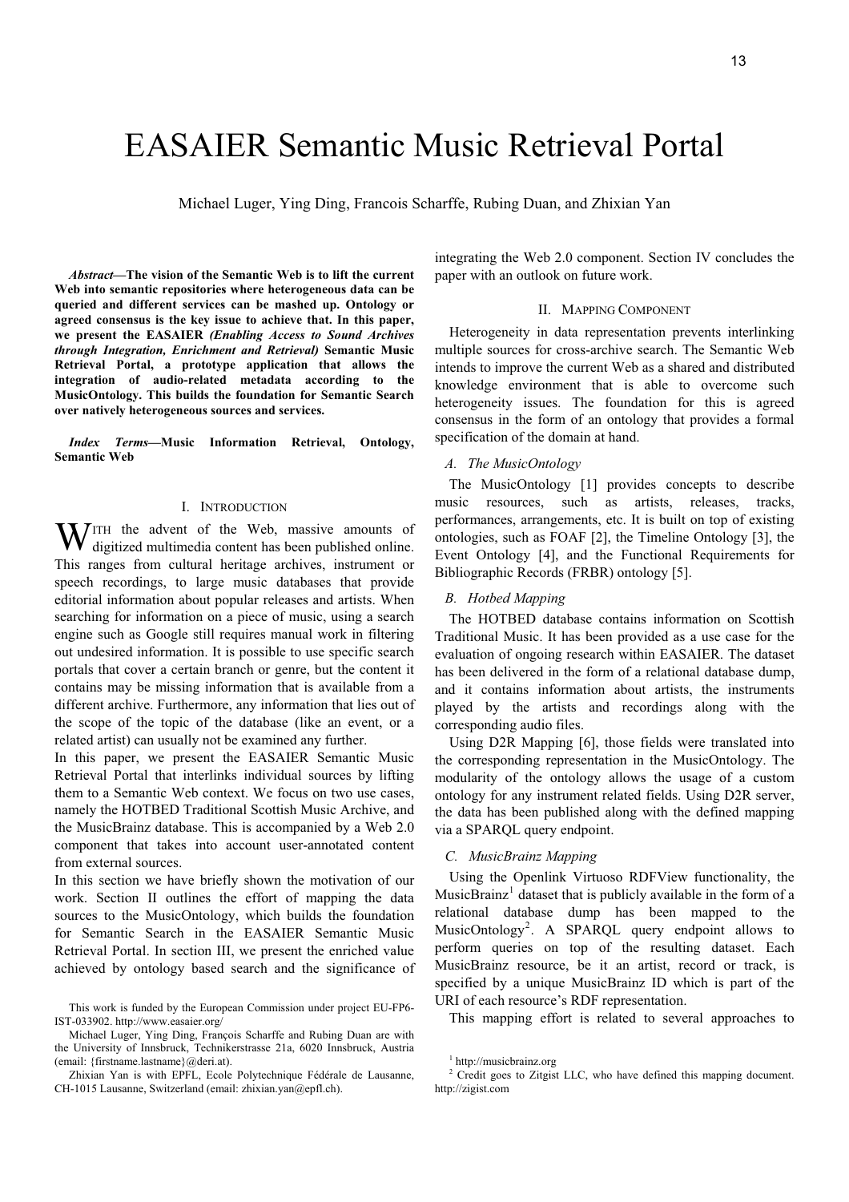# EASAIER Semantic Music Retrieval Portal

Michael Luger, Ying Ding, Francois Scharffe, Rubing Duan, and Zhixian Yan

***Abstract*—The vision of the Semantic Web is to lift the current Web into semantic repositories where heterogeneous data can be queried and different services can be mashed up. Ontology or agreed consensus is the key issue to achieve that. In this paper, we present the EASAIER *(Enabling Access to Sound Archives through Integration, Enrichment and Retrieval)* Semantic Music Retrieval Portal, a prototype application that allows the integration of audio-related metadata according to the MusicOntology. This builds the foundation for Semantic Search over natively heterogeneous sources and services.**

***Index Terms*—Music Information Retrieval, Ontology, Semantic Web**

## I. Introduction

With the advent of the Web, massive amounts of digitized multimedia content has been published online. This ranges from cultural heritage archives, instrument or speech recordings, to large music databases that provide editorial information about popular releases and artists. When searching for information on a piece of music, using a search engine such as Google still requires manual work in filtering out undesired information. It is possible to use specific search portals that cover a certain branch or genre, but the content it contains may be missing information that is available from a different archive. Furthermore, any information that lies out of the scope of the topic of the database (like an event, or a related artist) can usually not be examined any further.

In this paper, we present the EASAIER Semantic Music Retrieval Portal that interlinks individual sources by lifting them to a Semantic Web context. We focus on two use cases, namely the HOTBED Traditional Scottish Music Archive, and the MusicBrainz database. This is accompanied by a Web 2.0 component that takes into account user-annotated content from external sources.

In this section we have briefly shown the motivation of our work. Section II outlines the effort of mapping the data sources to the MusicOntology, which builds the foundation for Semantic Search in the EASAIER Semantic Music Retrieval Portal. In section III, we present the enriched value achieved by ontology based search and the significance of integrating the Web 2.0 component. Section IV concludes the paper with an outlook on future work.

## II. Mapping Component

Heterogeneity in data representation prevents interlinking multiple sources for cross-archive search. The Semantic Web intends to improve the current Web as a shared and distributed knowledge environment that is able to overcome such heterogeneity issues. The foundation for this is agreed consensus in the form of an ontology that provides a formal specification of the domain at hand.

### *A. The MusicOntology*

The MusicOntology [1] provides concepts to describe music resources, such as artists, releases, tracks, performances, arrangements, etc. It is built on top of existing ontologies, such as FOAF [2], the Timeline Ontology [3], the Event Ontology [4], and the Functional Requirements for Bibliographic Records (FRBR) ontology [5].

### *B. Hotbed Mapping*

The HOTBED database contains information on Scottish Traditional Music. It has been provided as a use case for the evaluation of ongoing research within EASAIER. The dataset has been delivered in the form of a relational database dump, and it contains information about artists, the instruments played by the artists and recordings along with the corresponding audio files.

Using D2R Mapping [6], those fields were translated into the corresponding representation in the MusicOntology. The modularity of the ontology allows the usage of a custom ontology for any instrument related fields. Using D2R server, the data has been published along with the defined mapping via a SPARQL query endpoint.

### *C. MusicBrainz Mapping*

Using the Openlink Virtuoso RDFView functionality, the MusicBrainz[1] dataset that is publicly available in the form of a relational database dump has been mapped to the MusicOntology[2]. A SPARQL query endpoint allows to perform queries on top of the resulting dataset. Each MusicBrainz resource, be it an artist, record or track, is specified by a unique MusicBrainz ID which is part of the URI of each resource's RDF representation.

This mapping effort is related to several approaches to

---

This work is funded by the European Commission under project EU-FP6-IST-033902. http://www.easaier.org/

Michael Luger, Ying Ding, François Scharffe and Rubing Duan are with the University of Innsbruck, Technikerstrasse 21a, 6020 Innsbruck, Austria (email: {firstname.lastname}@deri.at).

Zhixian Yan is with EPFL, Ecole Polytechnique Fédérale de Lausanne, CH-1015 Lausanne, Switzerland (email: zhixian.yan@epfl.ch).

[1] http://musicbrainz.org

[2] Credit goes to Zitgist LLC, who have defined this mapping document. http://zigist.com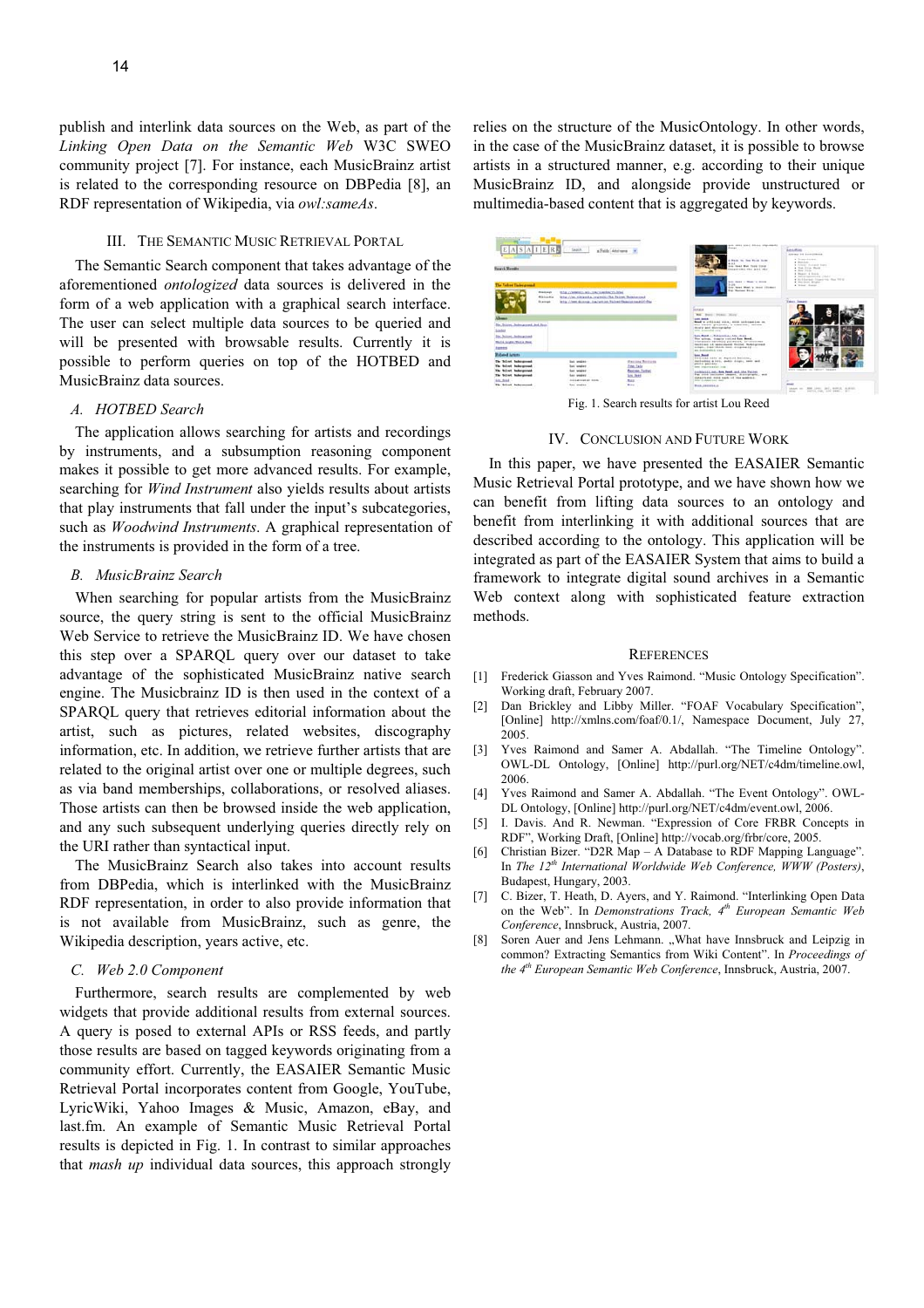publish and interlink data sources on the Web, as part of the *Linking Open Data on the Semantic Web* W3C SWEO community project [7]. For instance, each MusicBrainz artist is related to the corresponding resource on DBPedia [8], an RDF representation of Wikipedia, via *owl:sameAs*.

## III. The Semantic Music Retrieval Portal

The Semantic Search component that takes advantage of the aforementioned *ontologized* data sources is delivered in the form of a web application with a graphical search interface. The user can select multiple data sources to be queried and will be presented with browsable results. Currently it is possible to perform queries on top of the HOTBED and MusicBrainz data sources.

### A. HOTBED Search

The application allows searching for artists and recordings by instruments, and a subsumption reasoning component makes it possible to get more advanced results. For example, searching for *Wind Instrument* also yields results about artists that play instruments that fall under the input's subcategories, such as *Woodwind Instruments*. A graphical representation of the instruments is provided in the form of a tree.

### B. MusicBrainz Search

When searching for popular artists from the MusicBrainz source, the query string is sent to the official MusicBrainz Web Service to retrieve the MusicBrainz ID. We have chosen this step over a SPARQL query over our dataset to take advantage of the sophisticated MusicBrainz native search engine. The Musicbrainz ID is then used in the context of a SPARQL query that retrieves editorial information about the artist, such as pictures, related websites, discography information, etc. In addition, we retrieve further artists that are related to the original artist over one or multiple degrees, such as via band memberships, collaborations, or resolved aliases. Those artists can then be browsed inside the web application, and any such subsequent underlying queries directly rely on the URI rather than syntactical input.

The MusicBrainz Search also takes into account results from DBPedia, which is interlinked with the MusicBrainz RDF representation, in order to also provide information that is not available from MusicBrainz, such as genre, the Wikipedia description, years active, etc.

### C. Web 2.0 Component

Furthermore, search results are complemented by web widgets that provide additional results from external sources. A query is posed to external APIs or RSS feeds, and partly those results are based on tagged keywords originating from a community effort. Currently, the EASAIER Semantic Music Retrieval Portal incorporates content from Google, YouTube, LyricWiki, Yahoo Images & Music, Amazon, eBay, and last.fm. An example of Semantic Music Retrieval Portal results is depicted in Fig. 1. In contrast to similar approaches that *mash up* individual data sources, this approach strongly relies on the structure of the MusicOntology. In other words, in the case of the MusicBrainz dataset, it is possible to browse artists in a structured manner, e.g. according to their unique MusicBrainz ID, and alongside provide unstructured or multimedia-based content that is aggregated by keywords.

Fig. 1. Search results for artist Lou Reed

## IV. Conclusion and Future Work

In this paper, we have presented the EASAIER Semantic Music Retrieval Portal prototype, and we have shown how we can benefit from lifting data sources to an ontology and benefit from interlinking it with additional sources that are described according to the ontology. This application will be integrated as part of the EASAIER System that aims to build a framework to integrate digital sound archives in a Semantic Web context along with sophisticated feature extraction methods.

## References

[1] Frederick Giasson and Yves Raimond. "Music Ontology Specification". Working draft, February 2007.

[2] Dan Brickley and Libby Miller. "FOAF Vocabulary Specification", [Online] http://xmlns.com/foaf/0.1/, Namespace Document, July 27, 2005.

[3] Yves Raimond and Samer A. Abdallah. "The Timeline Ontology". OWL-DL Ontology, [Online] http://purl.org/NET/c4dm/timeline.owl, 2006.

[4] Yves Raimond and Samer A. Abdallah. "The Event Ontology". OWL-DL Ontology, [Online] http://purl.org/NET/c4dm/event.owl, 2006.

[5] I. Davis. And R. Newman. "Expression of Core FRBR Concepts in RDF", Working Draft, [Online] http://vocab.org/frbr/core, 2005.

[6] Christian Bizer. "D2R Map – A Database to RDF Mapping Language". In *The 12th International Worldwide Web Conference, WWW (Posters)*, Budapest, Hungary, 2003.

[7] C. Bizer, T. Heath, D. Ayers, and Y. Raimond. "Interlinking Open Data on the Web". In *Demonstrations Track, 4th European Semantic Web Conference*, Innsbruck, Austria, 2007.

[8] Soren Auer and Jens Lehmann. „What have Innsbruck and Leipzig in common? Extracting Semantics from Wiki Content". In *Proceedings of the 4th European Semantic Web Conference*, Innsbruck, Austria, 2007.